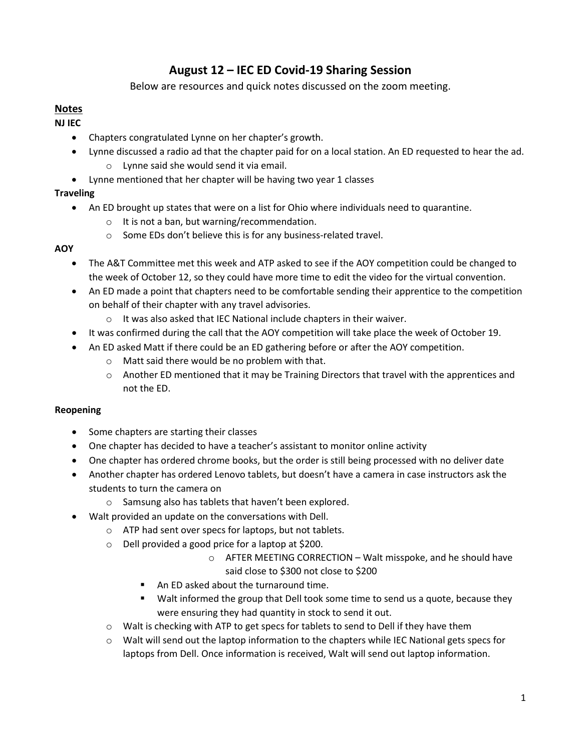# August 12 – IEC ED Covid-19 Sharing Session

Below are resources and quick notes discussed on the zoom meeting.

## Notes

**NJ IEC**

- Chapters congratulated Lynne on her chapter's growth.
- Lynne discussed a radio ad that the chapter paid for on a local station. An ED requested to hear the ad.
  - Lynne said she would send it via email.
- Lynne mentioned that her chapter will be having two year 1 classes

**Traveling**

- An ED brought up states that were on a list for Ohio where individuals need to quarantine.
  - It is not a ban, but warning/recommendation.
  - Some EDs don't believe this is for any business-related travel.

**AOY**

- The A&T Committee met this week and ATP asked to see if the AOY competition could be changed to the week of October 12, so they could have more time to edit the video for the virtual convention.
- An ED made a point that chapters need to be comfortable sending their apprentice to the competition on behalf of their chapter with any travel advisories.
  - It was also asked that IEC National include chapters in their waiver.
- It was confirmed during the call that the AOY competition will take place the week of October 19.
- An ED asked Matt if there could be an ED gathering before or after the AOY competition.
  - Matt said there would be no problem with that.
  - Another ED mentioned that it may be Training Directors that travel with the apprentices and not the ED.

**Reopening**

- Some chapters are starting their classes
- One chapter has decided to have a teacher's assistant to monitor online activity
- One chapter has ordered chrome books, but the order is still being processed with no deliver date
- Another chapter has ordered Lenovo tablets, but doesn't have a camera in case instructors ask the students to turn the camera on
  - Samsung also has tablets that haven't been explored.
- Walt provided an update on the conversations with Dell.
  - ATP had sent over specs for laptops, but not tablets.
  - Dell provided a good price for a laptop at $200.
    - AFTER MEETING CORRECTION – Walt misspoke, and he should have said close to $300 not close to $200
    - An ED asked about the turnaround time.
    - Walt informed the group that Dell took some time to send us a quote, because they were ensuring they had quantity in stock to send it out.
  - Walt is checking with ATP to get specs for tablets to send to Dell if they have them
  - Walt will send out the laptop information to the chapters while IEC National gets specs for laptops from Dell. Once information is received, Walt will send out laptop information.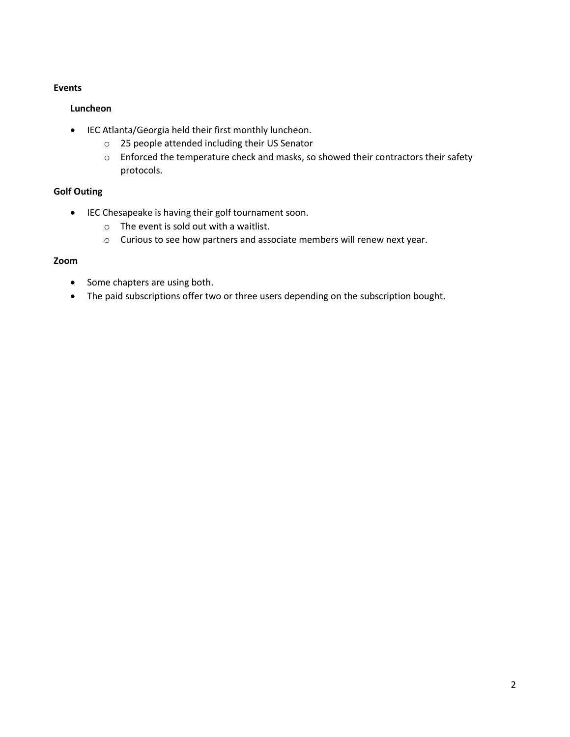**Events**

**Luncheon**

- IEC Atlanta/Georgia held their first monthly luncheon.
  - 25 people attended including their US Senator
  - Enforced the temperature check and masks, so showed their contractors their safety protocols.

**Golf Outing**

- IEC Chesapeake is having their golf tournament soon.
  - The event is sold out with a waitlist.
  - Curious to see how partners and associate members will renew next year.

**Zoom**

- Some chapters are using both.
- The paid subscriptions offer two or three users depending on the subscription bought.